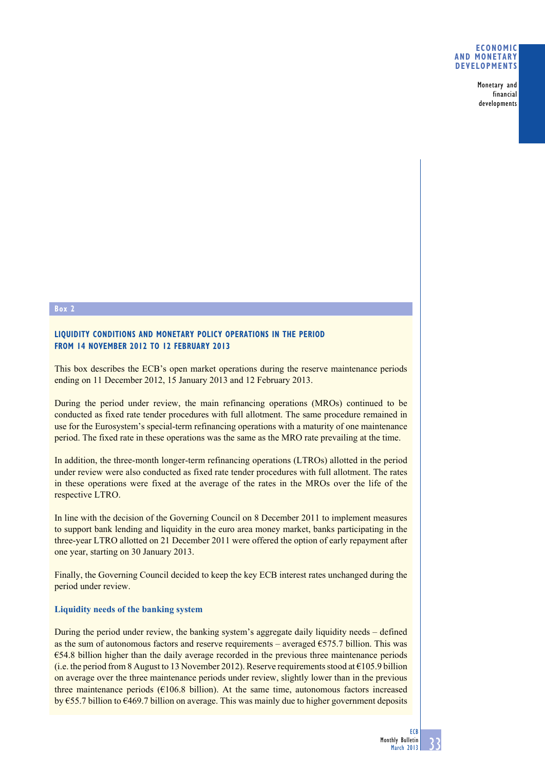Box 2

## LIQUIDITY CONDITIONS AND MONETARY POLICY OPERATIONS IN THE PERIOD FROM 14 NOVEMBER 2012 TO 12 FEBRUARY 2013

This box describes the ECB's open market operations during the reserve maintenance periods ending on 11 December 2012, 15 January 2013 and 12 February 2013.

During the period under review, the main refinancing operations (MROs) continued to be conducted as fixed rate tender procedures with full allotment. The same procedure remained in use for the Eurosystem's special-term refinancing operations with a maturity of one maintenance period. The fixed rate in these operations was the same as the MRO rate prevailing at the time.

In addition, the three-month longer-term refinancing operations (LTROs) allotted in the period under review were also conducted as fixed rate tender procedures with full allotment. The rates in these operations were fixed at the average of the rates in the MROs over the life of the respective LTRO.

In line with the decision of the Governing Council on 8 December 2011 to implement measures to support bank lending and liquidity in the euro area money market, banks participating in the three-year LTRO allotted on 21 December 2011 were offered the option of early repayment after one year, starting on 30 January 2013.

Finally, the Governing Council decided to keep the key ECB interest rates unchanged during the period under review.

### Liquidity needs of the banking system

During the period under review, the banking system's aggregate daily liquidity needs – defined as the sum of autonomous factors and reserve requirements – averaged €575.7 billion. This was €54.8 billion higher than the daily average recorded in the previous three maintenance periods (i.e. the period from 8 August to 13 November 2012). Reserve requirements stood at €105.9 billion on average over the three maintenance periods under review, slightly lower than in the previous three maintenance periods (€106.8 billion). At the same time, autonomous factors increased by €55.7 billion to €469.7 billion on average. This was mainly due to higher government deposits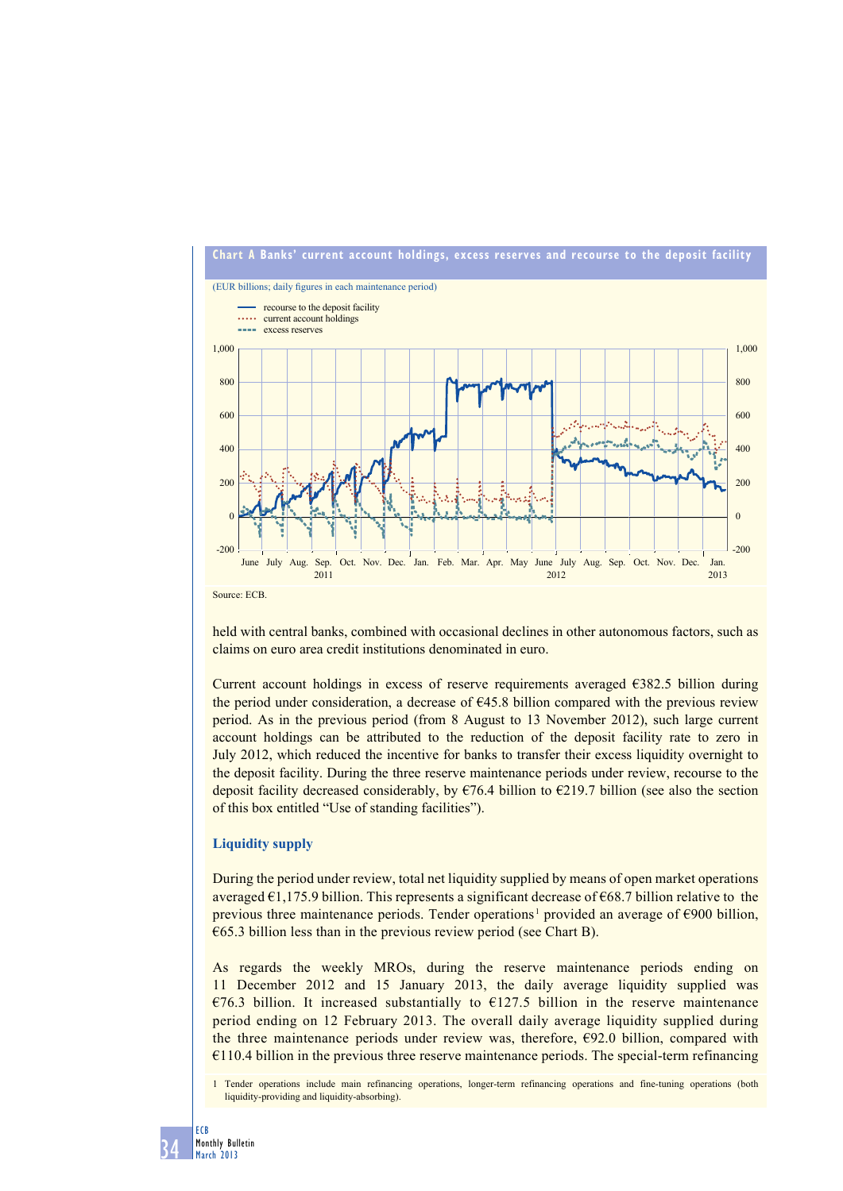**Chart A Banks' current account holdings, excess reserves and recourse to the deposit facility**

(EUR billions; daily figures in each maintenance period)

Source: ECB.

held with central banks, combined with occasional declines in other autonomous factors, such as claims on euro area credit institutions denominated in euro.

Current account holdings in excess of reserve requirements averaged €382.5 billion during the period under consideration, a decrease of €45.8 billion compared with the previous review period. As in the previous period (from 8 August to 13 November 2012), such large current account holdings can be attributed to the reduction of the deposit facility rate to zero in July 2012, which reduced the incentive for banks to transfer their excess liquidity overnight to the deposit facility. During the three reserve maintenance periods under review, recourse to the deposit facility decreased considerably, by €76.4 billion to €219.7 billion (see also the section of this box entitled "Use of standing facilities").

### Liquidity supply

During the period under review, total net liquidity supplied by means of open market operations averaged €1,175.9 billion. This represents a significant decrease of €68.7 billion relative to the previous three maintenance periods. Tender operations[1] provided an average of €900 billion, €65.3 billion less than in the previous review period (see Chart B).

As regards the weekly MROs, during the reserve maintenance periods ending on 11 December 2012 and 15 January 2013, the daily average liquidity supplied was €76.3 billion. It increased substantially to €127.5 billion in the reserve maintenance period ending on 12 February 2013. The overall daily average liquidity supplied during the three maintenance periods under review was, therefore, €92.0 billion, compared with €110.4 billion in the previous three reserve maintenance periods. The special-term refinancing

1 Tender operations include main refinancing operations, longer-term refinancing operations and fine-tuning operations (both liquidity-providing and liquidity-absorbing).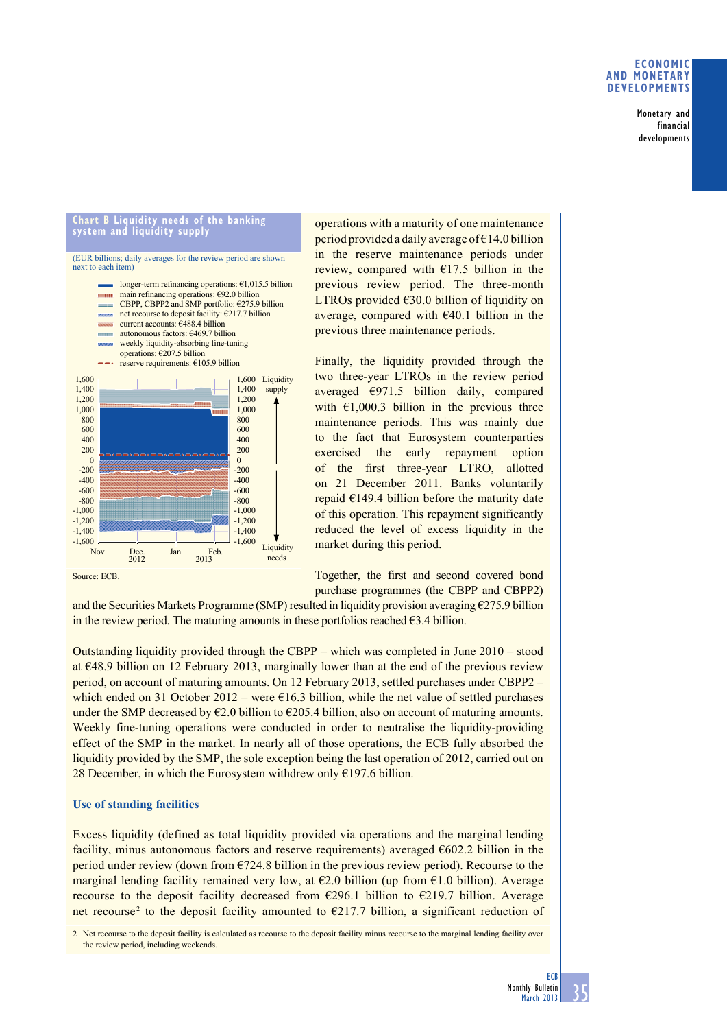**Chart B Liquidity needs of the banking system and liquidity supply**

(EUR billions; daily averages for the review period are shown next to each item)

- longer-term refinancing operations: €1,015.5 billion
- main refinancing operations: €92.0 billion
- CBPP, CBPP2 and SMP portfolio: €275.9 billion
- net recourse to deposit facility: €217.7 billion
- current accounts: €488.4 billion
- autonomous factors: €469.7 billion
- weekly liquidity-absorbing fine-tuning operations: €207.5 billion
- reserve requirements: €105.9 billion

Source: ECB.

operations with a maturity of one maintenance period provided a daily average of €14.0 billion in the reserve maintenance periods under review, compared with €17.5 billion in the previous review period. The three-month LTROs provided €30.0 billion of liquidity on average, compared with €40.1 billion in the previous three maintenance periods.

Finally, the liquidity provided through the two three-year LTROs in the review period averaged €971.5 billion daily, compared with €1,000.3 billion in the previous three maintenance periods. This was mainly due to the fact that Eurosystem counterparties exercised the early repayment option of the first three-year LTRO, allotted on 21 December 2011. Banks voluntarily repaid €149.4 billion before the maturity date of this operation. This repayment significantly reduced the level of excess liquidity in the market during this period.

Together, the first and second covered bond purchase programmes (the CBPP and CBPP2) and the Securities Markets Programme (SMP) resulted in liquidity provision averaging €275.9 billion in the review period. The maturing amounts in these portfolios reached €3.4 billion.

Outstanding liquidity provided through the CBPP – which was completed in June 2010 – stood at €48.9 billion on 12 February 2013, marginally lower than at the end of the previous review period, on account of maturing amounts. On 12 February 2013, settled purchases under CBPP2 – which ended on 31 October 2012 – were €16.3 billion, while the net value of settled purchases under the SMP decreased by €2.0 billion to €205.4 billion, also on account of maturing amounts. Weekly fine-tuning operations were conducted in order to neutralise the liquidity-providing effect of the SMP in the market. In nearly all of those operations, the ECB fully absorbed the liquidity provided by the SMP, the sole exception being the last operation of 2012, carried out on 28 December, in which the Eurosystem withdrew only €197.6 billion.

### Use of standing facilities

Excess liquidity (defined as total liquidity provided via operations and the marginal lending facility, minus autonomous factors and reserve requirements) averaged €602.2 billion in the period under review (down from €724.8 billion in the previous review period). Recourse to the marginal lending facility remained very low, at €2.0 billion (up from €1.0 billion). Average recourse to the deposit facility decreased from €296.1 billion to €219.7 billion. Average net recourse[2] to the deposit facility amounted to €217.7 billion, a significant reduction of

2 Net recourse to the deposit facility is calculated as recourse to the deposit facility minus recourse to the marginal lending facility over the review period, including weekends.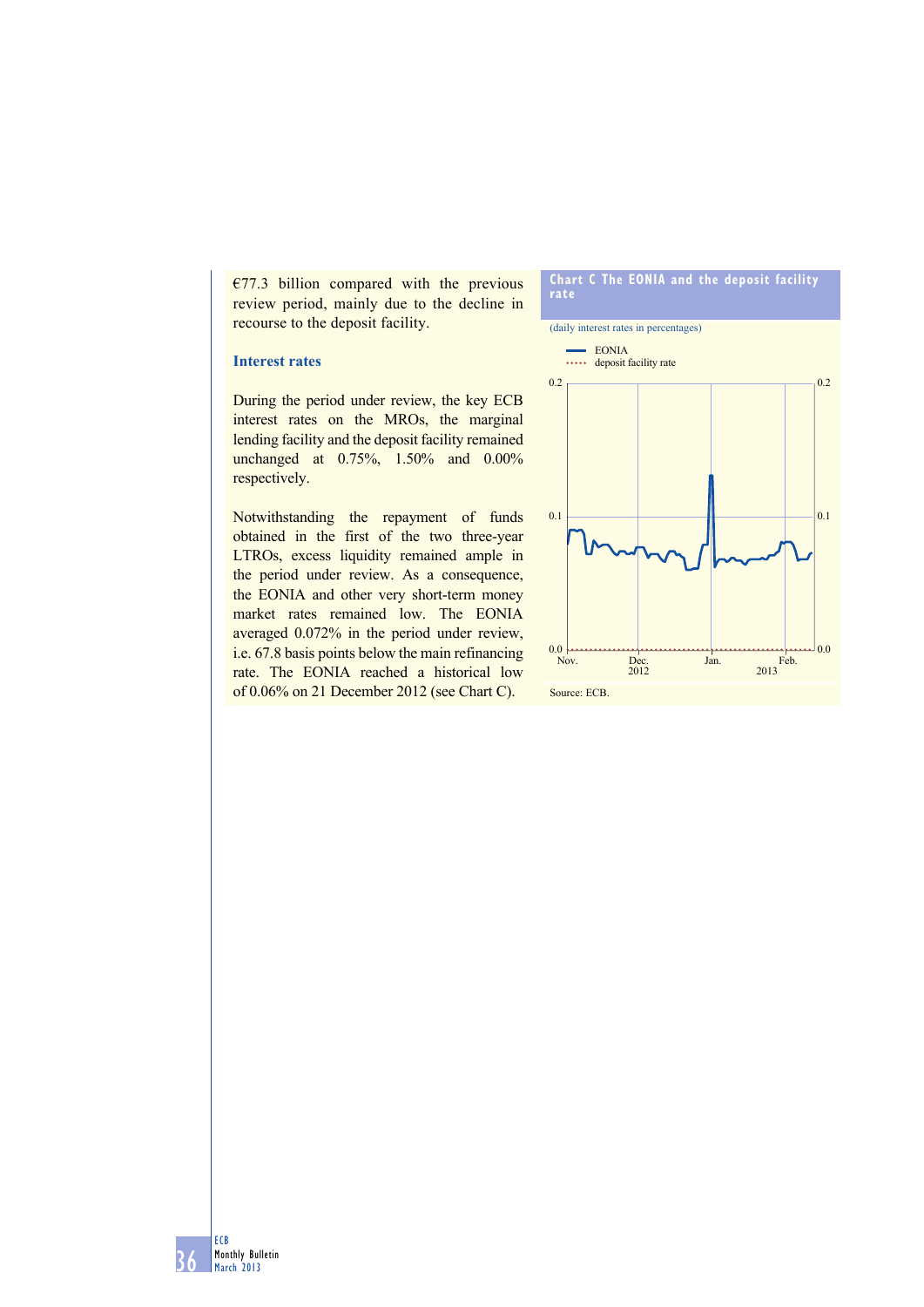€77.3 billion compared with the previous review period, mainly due to the decline in recourse to the deposit facility.

### Interest rates

During the period under review, the key ECB interest rates on the MROs, the marginal lending facility and the deposit facility remained unchanged at 0.75%, 1.50% and 0.00% respectively.

Notwithstanding the repayment of funds obtained in the first of the two three-year LTROs, excess liquidity remained ample in the period under review. As a consequence, the EONIA and other very short-term money market rates remained low. The EONIA averaged 0.072% in the period under review, i.e. 67.8 basis points below the main refinancing rate. The EONIA reached a historical low of 0.06% on 21 December 2012 (see Chart C).

**Chart C The EONIA and the deposit facility rate**

(daily interest rates in percentages)

EONIA
deposit facility rate

0.2
0.1
0.0

Nov. Dec. 2012 Jan. Feb. 2013

Source: ECB.